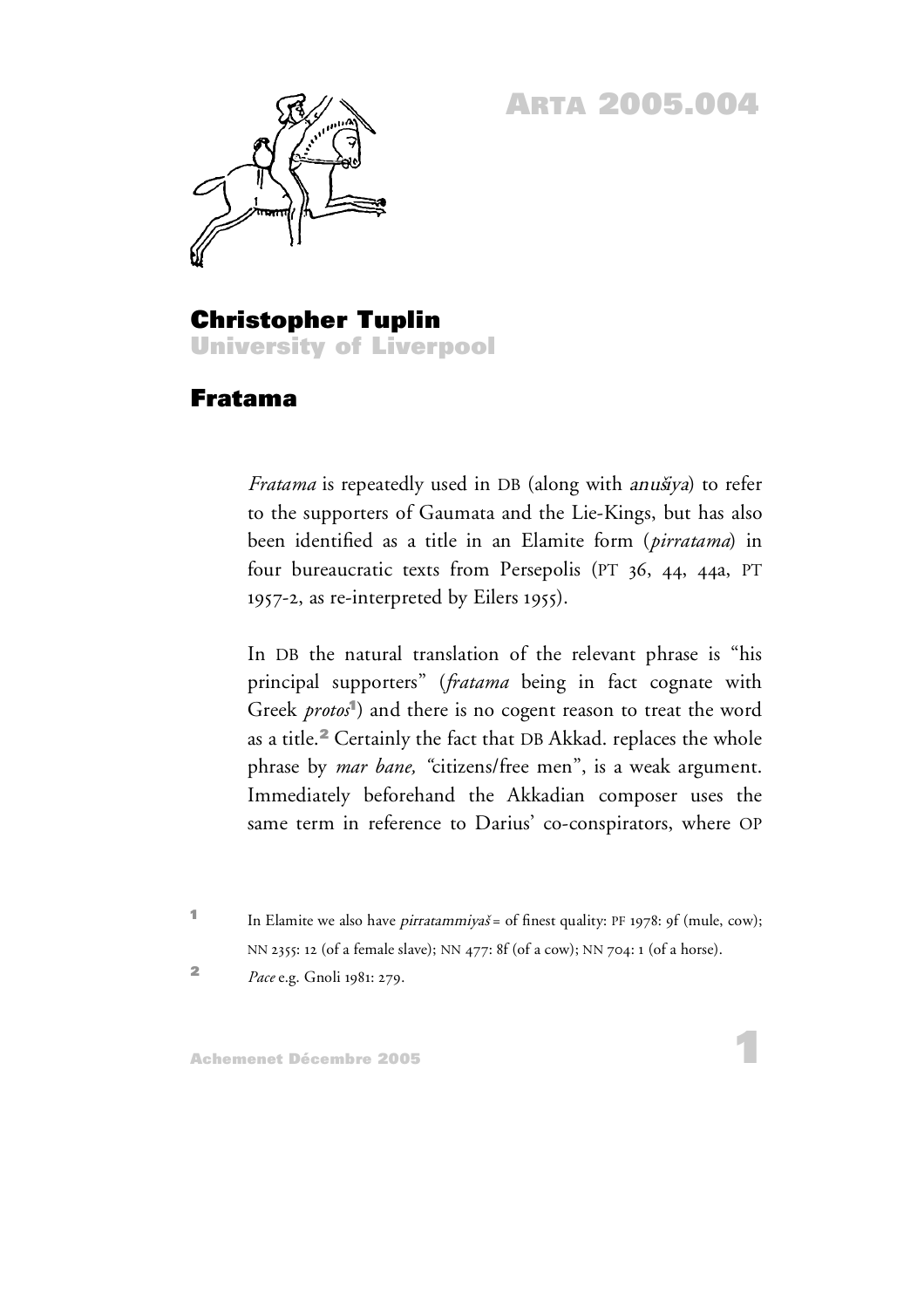ARTA 2005.004

**Christopher Tuplin**
**University of Liverpool**

## Fratama

*Fratama* is repeatedly used in DB (along with *anušiya*) to refer to the supporters of Gaumata and the Lie-Kings, but has also been identified as a title in an Elamite form (*pirratama*) in four bureaucratic texts from Persepolis (PT 36, 44, 44a, PT 1957-2, as re-interpreted by Eilers 1955).

In DB the natural translation of the relevant phrase is "his principal supporters" (*fratama* being in fact cognate with Greek *protos*[1]) and there is no cogent reason to treat the word as a title.[2] Certainly the fact that DB Akkad. replaces the whole phrase by *mar bane,* "citizens/free men", is a weak argument. Immediately beforehand the Akkadian composer uses the same term in reference to Darius' co-conspirators, where OP

[1] In Elamite we also have *pirratammiyaš* = of finest quality: PF 1978: 9f (mule, cow); NN 2355: 12 (of a female slave); NN 477: 8f (of a cow); NN 704: 1 (of a horse).

[2] *Pace* e.g. Gnoli 1981: 279.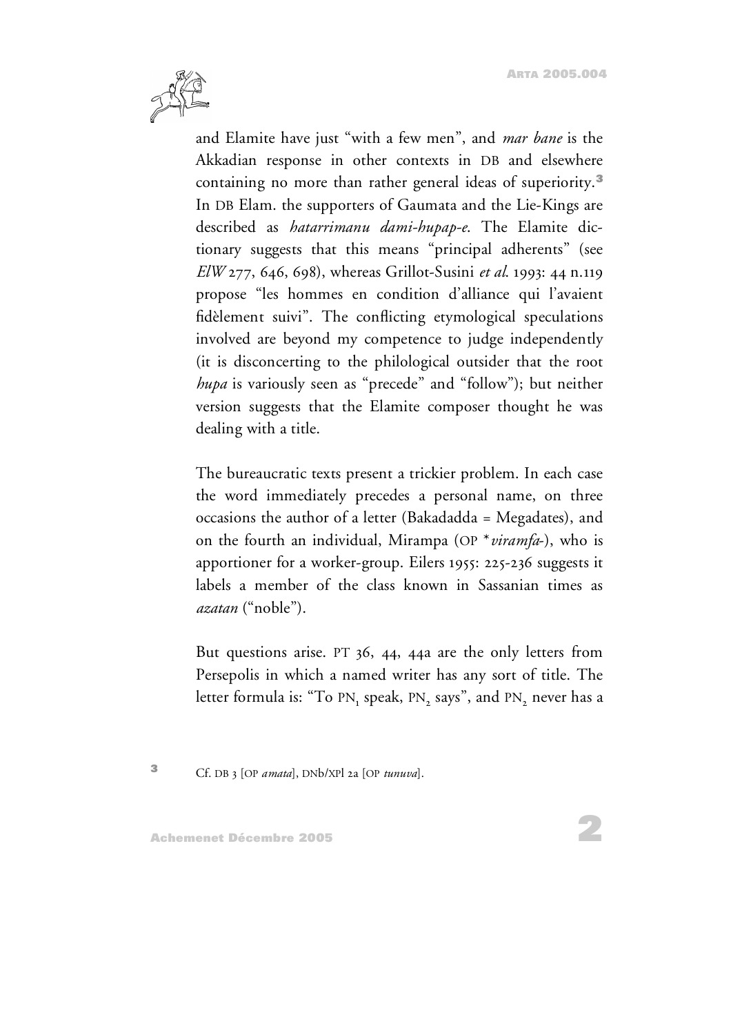and Elamite have just "with a few men", and *mar bane* is the Akkadian response in other contexts in DB and elsewhere containing no more than rather general ideas of superiority.[3] In DB Elam. the supporters of Gaumata and the Lie-Kings are described as *hatarrimanu dami-hupap-e*. The Elamite dictionary suggests that this means "principal adherents" (see *ElW* 277, 646, 698), whereas Grillot-Susini *et al.* 1993: 44 n.119 propose "les hommes en condition d'alliance qui l'avaient fidèlement suivi". The conflicting etymological speculations involved are beyond my competence to judge independently (it is disconcerting to the philological outsider that the root *hupa* is variously seen as "precede" and "follow"); but neither version suggests that the Elamite composer thought he was dealing with a title.

The bureaucratic texts present a trickier problem. In each case the word immediately precedes a personal name, on three occasions the author of a letter (Bakadadda = Megadates), and on the fourth an individual, Mirampa (OP **viramfa-*), who is apportioner for a worker-group. Eilers 1955: 225-236 suggests it labels a member of the class known in Sassanian times as *azatan* ("noble").

But questions arise. PT 36, 44, 44a are the only letters from Persepolis in which a named writer has any sort of title. The letter formula is: "To $PN_1$ speak, $PN_2$ says", and $PN_2$ never has a

[3] Cf. DB 3 [OP *amata*], DNb/XPl 2a [OP *tunuva*].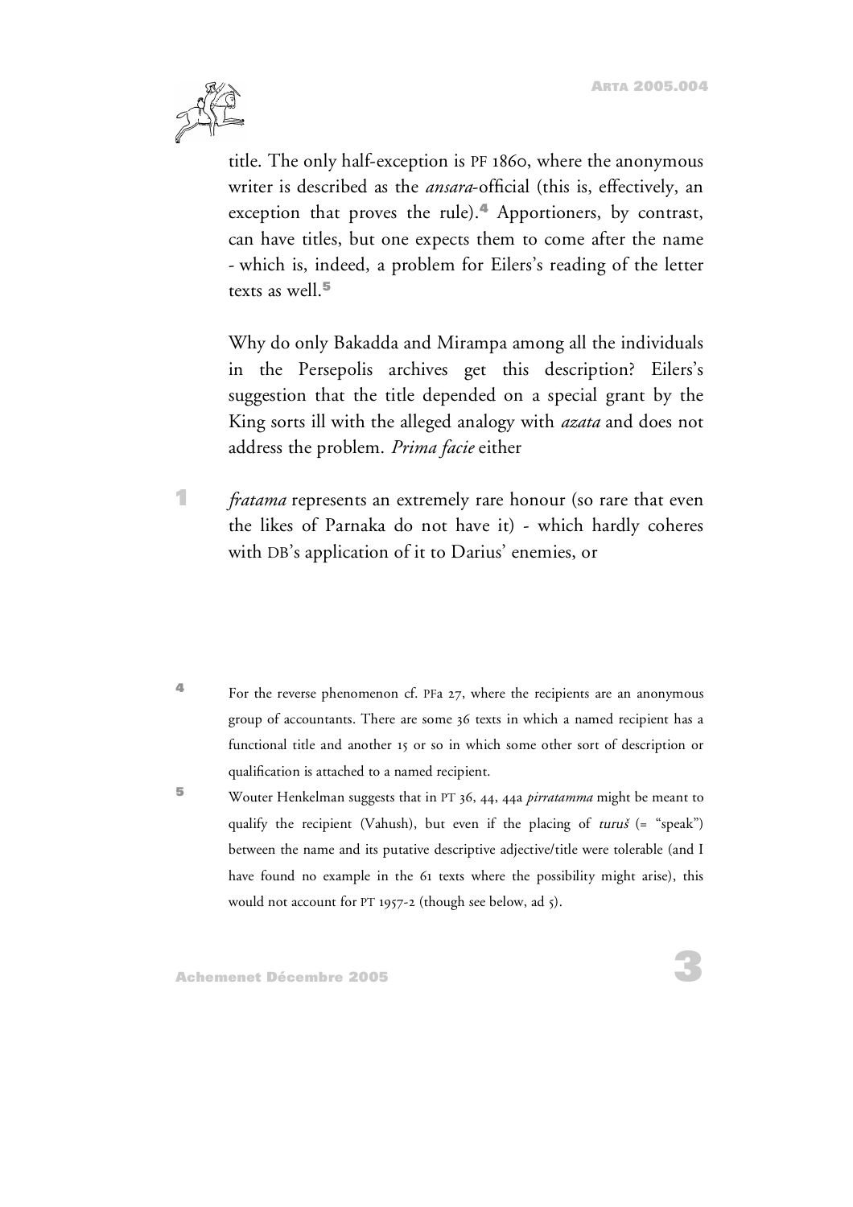title. The only half-exception is PF 1860, where the anonymous writer is described as the *ansara*-official (this is, effectively, an exception that proves the rule).[4] Apportioners, by contrast, can have titles, but one expects them to come after the name - which is, indeed, a problem for Eilers's reading of the letter texts as well.[5]

Why do only Bakadda and Mirampa among all the individuals in the Persepolis archives get this description? Eilers's suggestion that the title depended on a special grant by the King sorts ill with the alleged analogy with *azata* and does not address the problem. *Prima facie* either

1. *fratama* represents an extremely rare honour (so rare that even the likes of Parnaka do not have it) - which hardly coheres with DB's application of it to Darius' enemies, or

---

[4] For the reverse phenomenon cf. PFa 27, where the recipients are an anonymous group of accountants. There are some 36 texts in which a named recipient has a functional title and another 15 or so in which some other sort of description or qualification is attached to a named recipient.

[5] Wouter Henkelman suggests that in PT 36, 44, 44a *pirratamma* might be meant to qualify the recipient (Vahush), but even if the placing of *turuš* (= "speak") between the name and its putative descriptive adjective/title were tolerable (and I have found no example in the 61 texts where the possibility might arise), this would not account for PT 1957-2 (though see below, ad 5).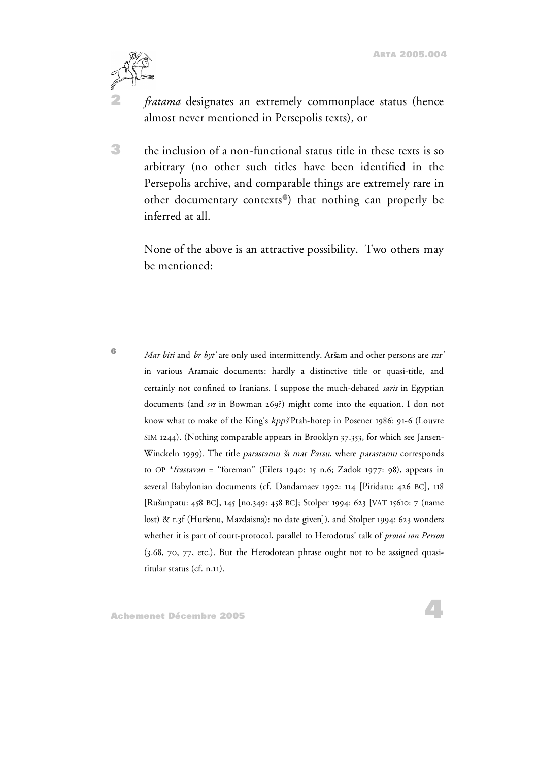2. *fratama* designates an extremely commonplace status (hence almost never mentioned in Persepolis texts), or

3. the inclusion of a non-functional status title in these texts is so arbitrary (no other such titles have been identified in the Persepolis archive, and comparable things are extremely rare in other documentary contexts[6]) that nothing can properly be inferred at all.

None of the above is an attractive possibility. Two others may be mentioned:

---

[6] *Mar biti* and *br byt'* are only used intermittently. Aršam and other persons are *mr'* in various Aramaic documents: hardly a distinctive title or quasi-title, and certainly not confined to Iranians. I suppose the much-debated *saris* in Egyptian documents (and *srs* in Bowman 269?) might come into the equation. I don not know what to make of the King's *kppš* Ptah-hotep in Posener 1986: 91-6 (Louvre SIM 1244). (Nothing comparable appears in Brooklyn 37.353, for which see Jansen-Winckeln 1999). The title *parastamu ša mat Parsu*, where *parastamu* corresponds to OP \**frastavan* = "foreman" (Eilers 1940: 15 n.6; Zadok 1977: 98), appears in several Babylonian documents (cf. Dandamaev 1992: 114 [Piridatu: 426 BC], 118 [Rušunpatu: 458 BC], 145 [no.349: 458 BC]; Stolper 1994: 623 [VAT 15610: 7 (name lost) & r.3f (Huršenu, Mazdaisna): no date given]), and Stolper 1994: 623 wonders whether it is part of court-protocol, parallel to Herodotus' talk of *protoi ton Person* (3.68, 70, 77, etc.). But the Herodotean phrase ought not to be assigned quasi-titular status (cf. n.11).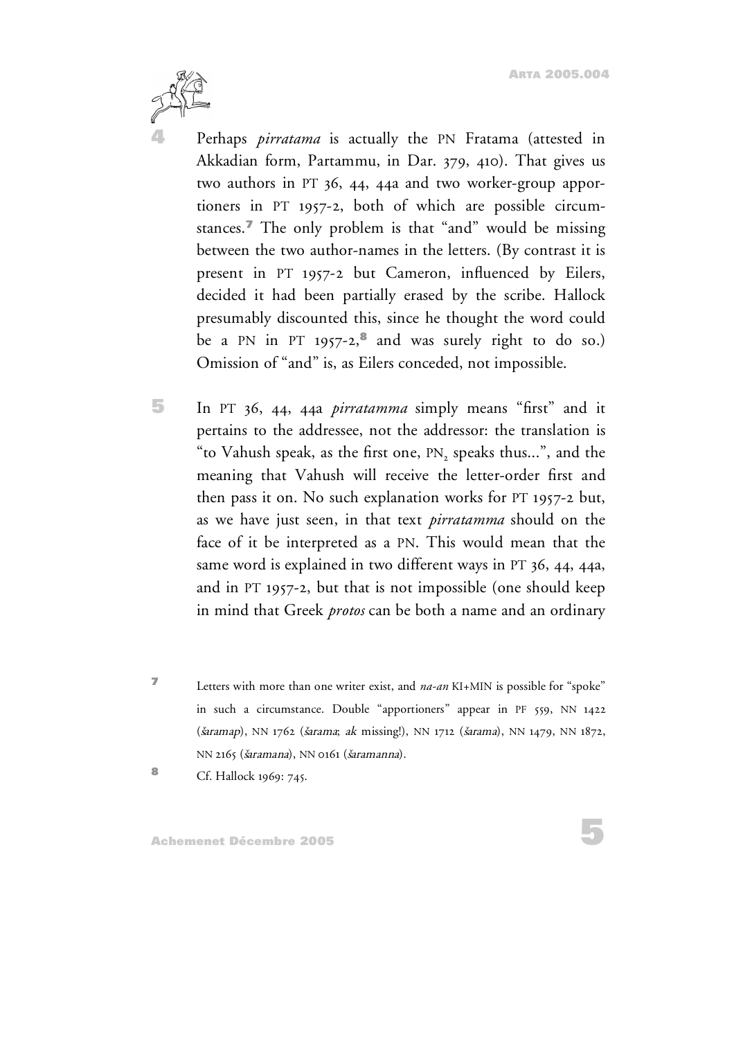4 Perhaps *pirratama* is actually the PN Fratama (attested in Akkadian form, Partammu, in Dar. 379, 410). That gives us two authors in PT 36, 44, 44a and two worker-group apportioners in PT 1957-2, both of which are possible circumstances.[7] The only problem is that "and" would be missing between the two author-names in the letters. (By contrast it is present in PT 1957-2 but Cameron, influenced by Eilers, decided it had been partially erased by the scribe. Hallock presumably discounted this, since he thought the word could be a PN in PT 1957-2,[8] and was surely right to do so.) Omission of "and" is, as Eilers conceded, not impossible.

5 In PT 36, 44, 44a *pirratamma* simply means "first" and it pertains to the addressee, not the addressor: the translation is "to Vahush speak, as the first one, $PN_2$ speaks thus...", and the meaning that Vahush will receive the letter-order first and then pass it on. No such explanation works for PT 1957-2 but, as we have just seen, in that text *pirratamma* should on the face of it be interpreted as a PN. This would mean that the same word is explained in two different ways in PT 36, 44, 44a, and in PT 1957-2, but that is not impossible (one should keep in mind that Greek *protos* can be both a name and an ordinary

---

[7] Letters with more than one writer exist, and *na-an* KI+MIN is possible for "spoke" in such a circumstance. Double "apportioners" appear in PF 559, NN 1422 (*šaramap*), NN 1762 (*šarama*; *ak* missing!), NN 1712 (*šarama*), NN 1479, NN 1872, NN 2165 (*šaramana*), NN 0161 (*šaramanna*).

[8] Cf. Hallock 1969: 745.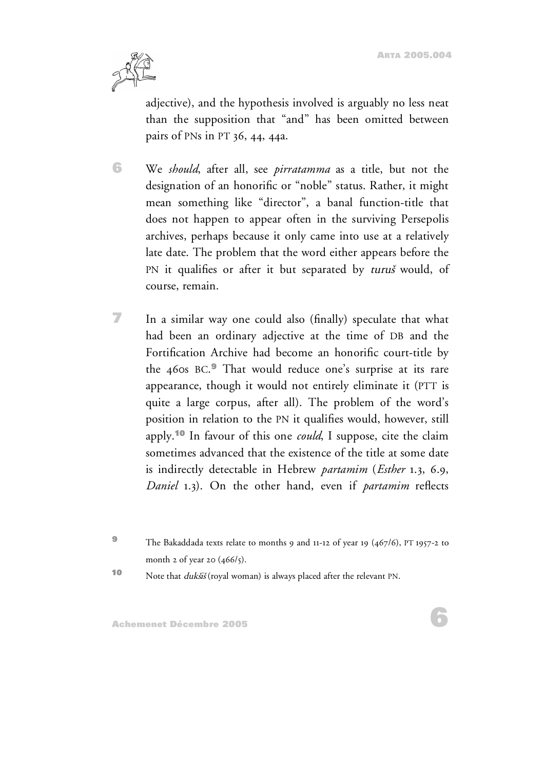adjective), and the hypothesis involved is arguably no less neat than the supposition that "and" has been omitted between pairs of PNs in PT 36, 44, 44a.

6 We *should*, after all, see *pirratamma* as a title, but not the designation of an honorific or "noble" status. Rather, it might mean something like "director", a banal function-title that does not happen to appear often in the surviving Persepolis archives, perhaps because it only came into use at a relatively late date. The problem that the word either appears before the PN it qualifies or after it but separated by *turuš* would, of course, remain.

7 In a similar way one could also (finally) speculate that what had been an ordinary adjective at the time of DB and the Fortification Archive had become an honorific court-title by the 460s BC.[9] That would reduce one's surprise at its rare appearance, though it would not entirely eliminate it (PTT is quite a large corpus, after all). The problem of the word's position in relation to the PN it qualifies would, however, still apply.[10] In favour of this one *could*, I suppose, cite the claim sometimes advanced that the existence of the title at some date is indirectly detectable in Hebrew *partamim* (*Esther* 1.3, 6.9, *Daniel* 1.3). On the other hand, even if *partamim* reflects

---

[9] The Bakaddada texts relate to months 9 and 11-12 of year 19 (467/6), PT 1957-2 to month 2 of year 20 (466/5).

[10] Note that *dukšiš* (royal woman) is always placed after the relevant PN.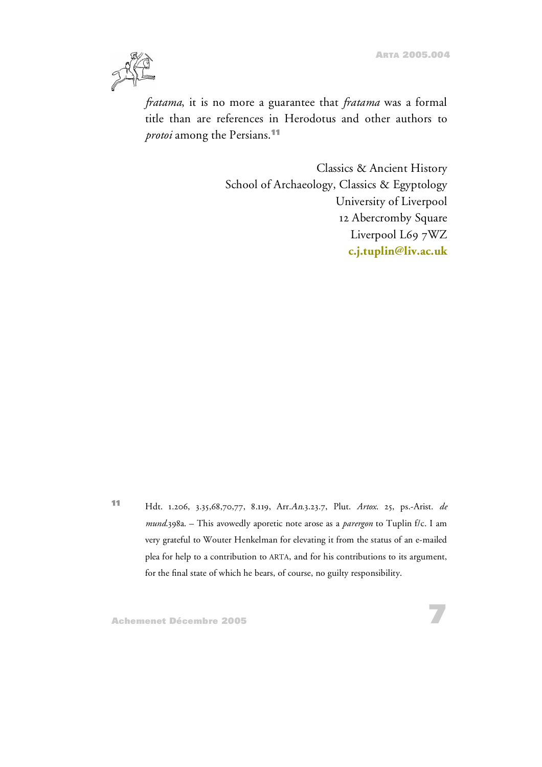*fratama*, it is no more a guarantee that *fratama* was a formal title than are references in Herodotus and other authors to *protoi* among the Persians.[11]

Classics & Ancient History  
School of Archaeology, Classics & Egyptology  
University of Liverpool  
12 Abercromby Square  
Liverpool L69 7WZ  
**c.j.tuplin@liv.ac.uk**

---

[11] Hdt. 1.206, 3.35,68,70,77, 8.119, Arr.*An*.3.23.7, Plut. *Artox.* 25, ps.-Arist. *de mund*.398a. – This avowedly aporetic note arose as a *parergon* to Tuplin f/c. I am very grateful to Wouter Henkelman for elevating it from the status of an e-mailed plea for help to a contribution to ARTA, and for his contributions to its argument, for the final state of which he bears, of course, no guilty responsibility.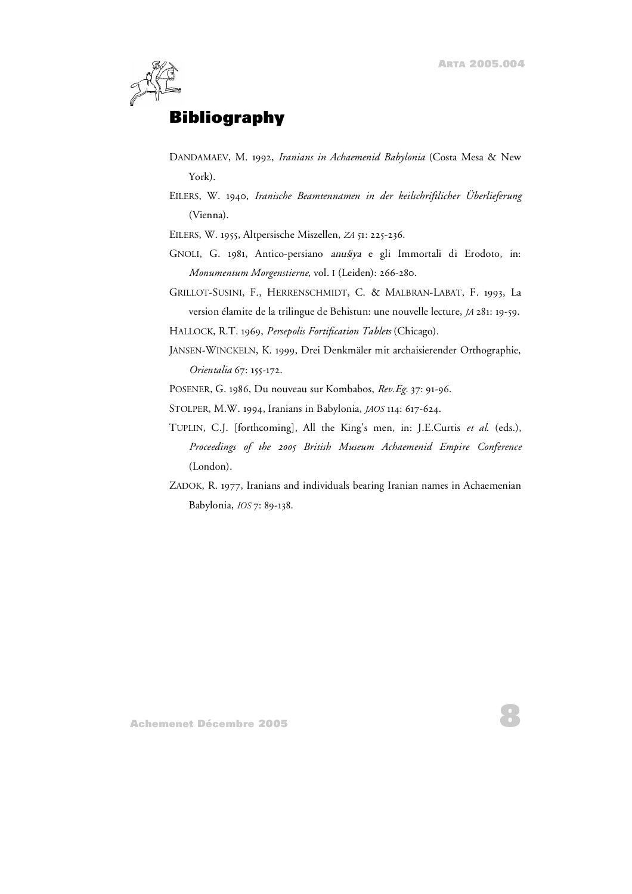## Bibliography

DANDAMAEV, M. 1992, *Iranians in Achaemenid Babylonia* (Costa Mesa & New York).

EILERS, W. 1940, *Iranische Beamtennamen in der keilschriftlicher Überlieferung* (Vienna).

EILERS, W. 1955, Altpersische Miszellen, *ZA* 51: 225-236.

GNOLI, G. 1981, Antico-persiano *anušiya* e gli Immortali di Erodoto, in: *Monumentum Morgenstierne*, vol. I (Leiden): 266-280.

GRILLOT-SUSINI, F., HERRENSCHMIDT, C. & MALBRAN-LABAT, F. 1993, La version élamite de la trilingue de Behistun: une nouvelle lecture, *JA* 281: 19-59.

HALLOCK, R.T. 1969, *Persepolis Fortification Tablets* (Chicago).

JANSEN-WINCKELN, K. 1999, Drei Denkmäler mit archaisierender Orthographie, *Orientalia* 67: 155-172.

POSENER, G. 1986, Du nouveau sur Kombabos, *Rev.Eg.* 37: 91-96.

STOLPER, M.W. 1994, Iranians in Babylonia, *JAOS* 114: 617-624.

TUPLIN, C.J. [forthcoming], All the King's men, in: J.E.Curtis *et al.* (eds.), *Proceedings of the 2005 British Museum Achaemenid Empire Conference* (London).

ZADOK, R. 1977, Iranians and individuals bearing Iranian names in Achaemenian Babylonia, *IOS* 7: 89-138.